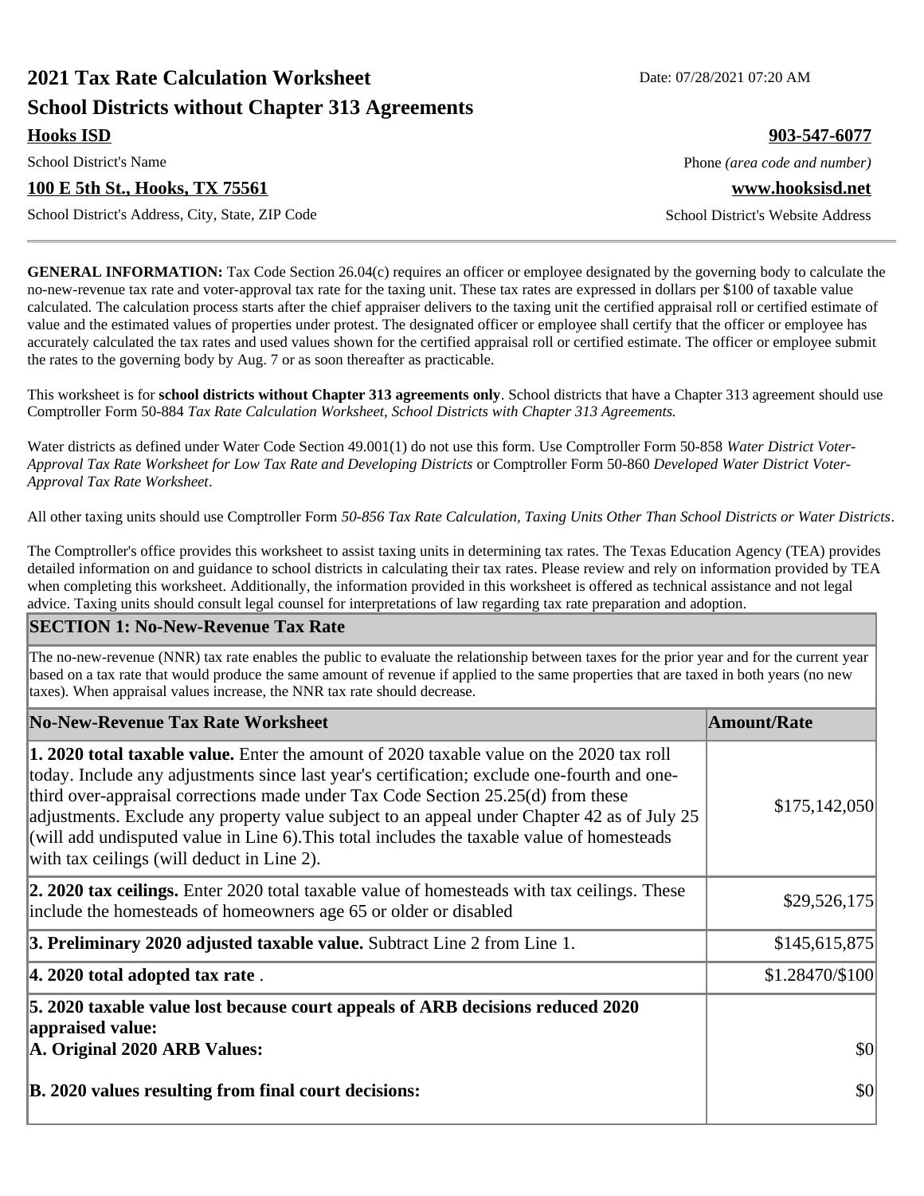# 2021 Tax Rate Calculation Worksheet

Date: 07/28/2021 07:20 AM

## School Districts without Chapter 313 Agreements

**Hooks ISD** | **903-547-6077**

School District's Name | Phone *(area code and number)*

**100 E 5th St., Hooks, TX 75561** | **www.hooksisd.net**

School District's Address, City, State, ZIP Code | School District's Website Address

---

**GENERAL INFORMATION:** Tax Code Section 26.04(c) requires an officer or employee designated by the governing body to calculate the no-new-revenue tax rate and voter-approval tax rate for the taxing unit. These tax rates are expressed in dollars per $100 of taxable value calculated. The calculation process starts after the chief appraiser delivers to the taxing unit the certified appraisal roll or certified estimate of value and the estimated values of properties under protest. The designated officer or employee shall certify that the officer or employee has accurately calculated the tax rates and used values shown for the certified appraisal roll or certified estimate. The officer or employee submit the rates to the governing body by Aug. 7 or as soon thereafter as practicable.

This worksheet is for **school districts without Chapter 313 agreements only**. School districts that have a Chapter 313 agreement should use Comptroller Form 50-884 *Tax Rate Calculation Worksheet, School Districts with Chapter 313 Agreements.*

Water districts as defined under Water Code Section 49.001(1) do not use this form. Use Comptroller Form 50-858 *Water District Voter-Approval Tax Rate Worksheet for Low Tax Rate and Developing Districts* or Comptroller Form 50-860 *Developed Water District Voter-Approval Tax Rate Worksheet*.

All other taxing units should use Comptroller Form *50-856 Tax Rate Calculation, Taxing Units Other Than School Districts or Water Districts*.

The Comptroller's office provides this worksheet to assist taxing units in determining tax rates. The Texas Education Agency (TEA) provides detailed information on and guidance to school districts in calculating their tax rates. Please review and rely on information provided by TEA when completing this worksheet. Additionally, the information provided in this worksheet is offered as technical assistance and not legal advice. Taxing units should consult legal counsel for interpretations of law regarding tax rate preparation and adoption.

## SECTION 1: No-New-Revenue Tax Rate

The no-new-revenue (NNR) tax rate enables the public to evaluate the relationship between taxes for the prior year and for the current year based on a tax rate that would produce the same amount of revenue if applied to the same properties that are taxed in both years (no new taxes). When appraisal values increase, the NNR tax rate should decrease.

| No-New-Revenue Tax Rate Worksheet | Amount/Rate |
| --- | --- |
| **1. 2020 total taxable value.** Enter the amount of 2020 taxable value on the 2020 tax roll today. Include any adjustments since last year's certification; exclude one-fourth and one-third over-appraisal corrections made under Tax Code Section 25.25(d) from these adjustments. Exclude any property value subject to an appeal under Chapter 42 as of July 25 (will add undisputed value in Line 6).This total includes the taxable value of homesteads with tax ceilings (will deduct in Line 2). | $175,142,050 |
| **2. 2020 tax ceilings.** Enter 2020 total taxable value of homesteads with tax ceilings. These include the homesteads of homeowners age 65 or older or disabled | $29,526,175 |
| **3. Preliminary 2020 adjusted taxable value.** Subtract Line 2 from Line 1. | $145,615,875 |
| **4. 2020 total adopted tax rate** . | $1.28470/$100 |
| **5. 2020 taxable value lost because court appeals of ARB decisions reduced 2020 appraised value:** | |
| **A. Original 2020 ARB Values:** | $0 |
| **B. 2020 values resulting from final court decisions:** | $0 |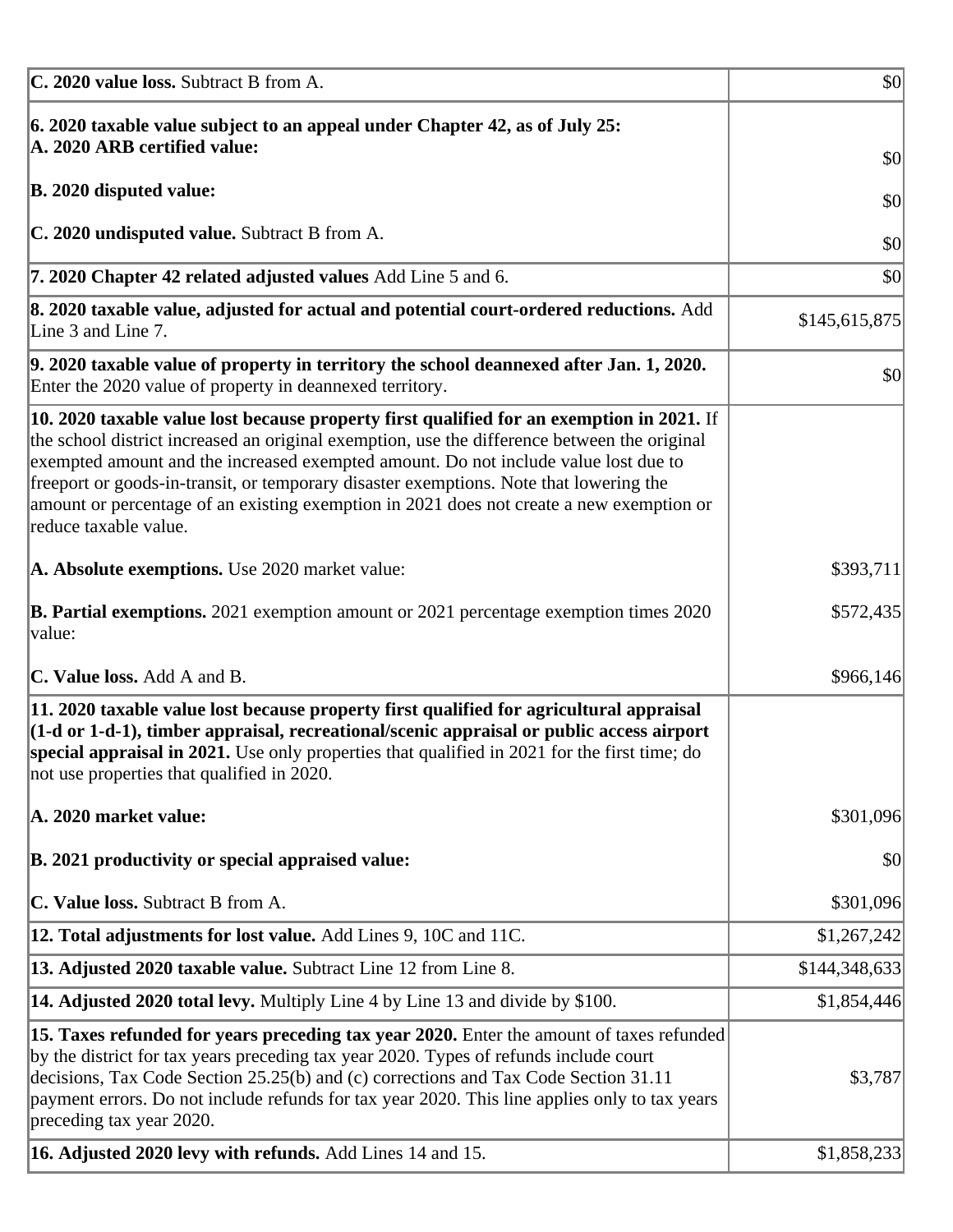| | |
|---|---|
| **C. 2020 value loss.** Subtract B from A. | $0 |
| **6. 2020 taxable value subject to an appeal under Chapter 42, as of July 25:**<br>**A. 2020 ARB certified value:** | $0 |
| **B. 2020 disputed value:** | $0 |
| **C. 2020 undisputed value.** Subtract B from A. | $0 |
| **7. 2020 Chapter 42 related adjusted values** Add Line 5 and 6. | $0 |
| **8. 2020 taxable value, adjusted for actual and potential court-ordered reductions.** Add Line 3 and Line 7. | $145,615,875 |
| **9. 2020 taxable value of property in territory the school deannexed after Jan. 1, 2020.** Enter the 2020 value of property in deannexed territory. | $0 |
| **10. 2020 taxable value lost because property first qualified for an exemption in 2021.** If the school district increased an original exemption, use the difference between the original exempted amount and the increased exempted amount. Do not include value lost due to freeport or goods-in-transit, or temporary disaster exemptions. Note that lowering the amount or percentage of an existing exemption in 2021 does not create a new exemption or reduce taxable value. | |
| **A. Absolute exemptions.** Use 2020 market value: | $393,711 |
| **B. Partial exemptions.** 2021 exemption amount or 2021 percentage exemption times 2020 value: | $572,435 |
| **C. Value loss.** Add A and B. | $966,146 |
| **11. 2020 taxable value lost because property first qualified for agricultural appraisal (1-d or 1-d-1), timber appraisal, recreational/scenic appraisal or public access airport special appraisal in 2021.** Use only properties that qualified in 2021 for the first time; do not use properties that qualified in 2020. | |
| **A. 2020 market value:** | $301,096 |
| **B. 2021 productivity or special appraised value:** | $0 |
| **C. Value loss.** Subtract B from A. | $301,096 |
| **12. Total adjustments for lost value.** Add Lines 9, 10C and 11C. | $1,267,242 |
| **13. Adjusted 2020 taxable value.** Subtract Line 12 from Line 8. | $144,348,633 |
| **14. Adjusted 2020 total levy.** Multiply Line 4 by Line 13 and divide by $100. | $1,854,446 |
| **15. Taxes refunded for years preceding tax year 2020.** Enter the amount of taxes refunded by the district for tax years preceding tax year 2020. Types of refunds include court decisions, Tax Code Section 25.25(b) and (c) corrections and Tax Code Section 31.11 payment errors. Do not include refunds for tax year 2020. This line applies only to tax years preceding tax year 2020. | $3,787 |
| **16. Adjusted 2020 levy with refunds.** Add Lines 14 and 15. | $1,858,233 |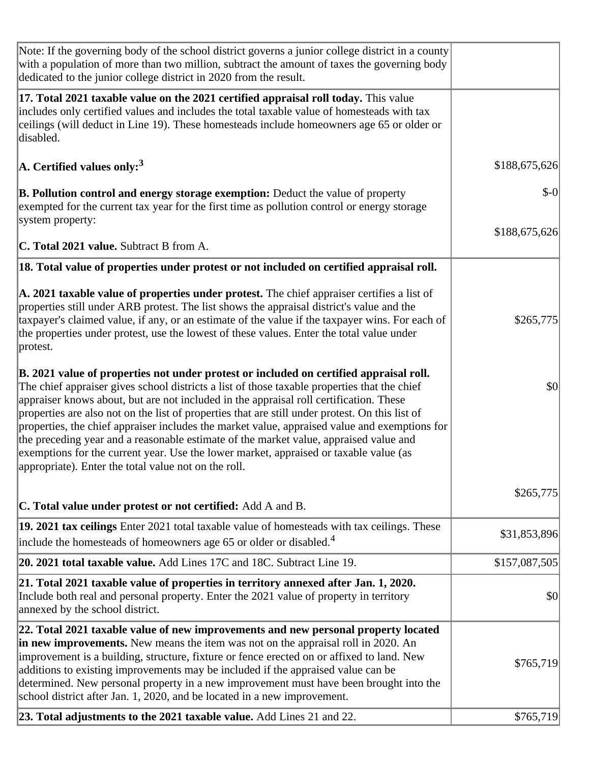| | |
|---|---|
| Note: If the governing body of the school district governs a junior college district in a county with a population of more than two million, subtract the amount of taxes the governing body dedicated to the junior college district in 2020 from the result. | |
| **17. Total 2021 taxable value on the 2021 certified appraisal roll today.** This value includes only certified values and includes the total taxable value of homesteads with tax ceilings (will deduct in Line 19). These homesteads include homeowners age 65 or older or disabled.<br><br>**A. Certified values only:**[3]<br><br>**B. Pollution control and energy storage exemption:** Deduct the value of property exempted for the current tax year for the first time as pollution control or energy storage system property:<br><br>**C. Total 2021 value.** Subtract B from A. | <br><br><br>$188,675,626<br><br>$-0<br><br>$188,675,626 |
| **18. Total value of properties under protest or not included on certified appraisal roll.**<br><br>**A. 2021 taxable value of properties under protest.** The chief appraiser certifies a list of properties still under ARB protest. The list shows the appraisal district's value and the taxpayer's claimed value, if any, or an estimate of the value if the taxpayer wins. For each of the properties under protest, use the lowest of these values. Enter the total value under protest.<br><br>**B. 2021 value of properties not under protest or included on certified appraisal roll.** The chief appraiser gives school districts a list of those taxable properties that the chief appraiser knows about, but are not included in the appraisal roll certification. These properties are also not on the list of properties that are still under protest. On this list of properties, the chief appraiser includes the market value, appraised value and exemptions for the preceding year and a reasonable estimate of the market value, appraised value and exemptions for the current year. Use the lower market, appraised or taxable value (as appropriate). Enter the total value not on the roll.<br><br>**C. Total value under protest or not certified:** Add A and B. | <br><br>$265,775<br><br>$0<br><br>$265,775 |
| **19. 2021 tax ceilings** Enter 2021 total taxable value of homesteads with tax ceilings. These include the homesteads of homeowners age 65 or older or disabled.[4] | $31,853,896 |
| **20. 2021 total taxable value.** Add Lines 17C and 18C. Subtract Line 19. | $157,087,505 |
| **21. Total 2021 taxable value of properties in territory annexed after Jan. 1, 2020.** Include both real and personal property. Enter the 2021 value of property in territory annexed by the school district. | $0 |
| **22. Total 2021 taxable value of new improvements and new personal property located in new improvements.** New means the item was not on the appraisal roll in 2020. An improvement is a building, structure, fixture or fence erected on or affixed to land. New additions to existing improvements may be included if the appraised value can be determined. New personal property in a new improvement must have been brought into the school district after Jan. 1, 2020, and be located in a new improvement. | $765,719 |
| **23. Total adjustments to the 2021 taxable value.** Add Lines 21 and 22. | $765,719 |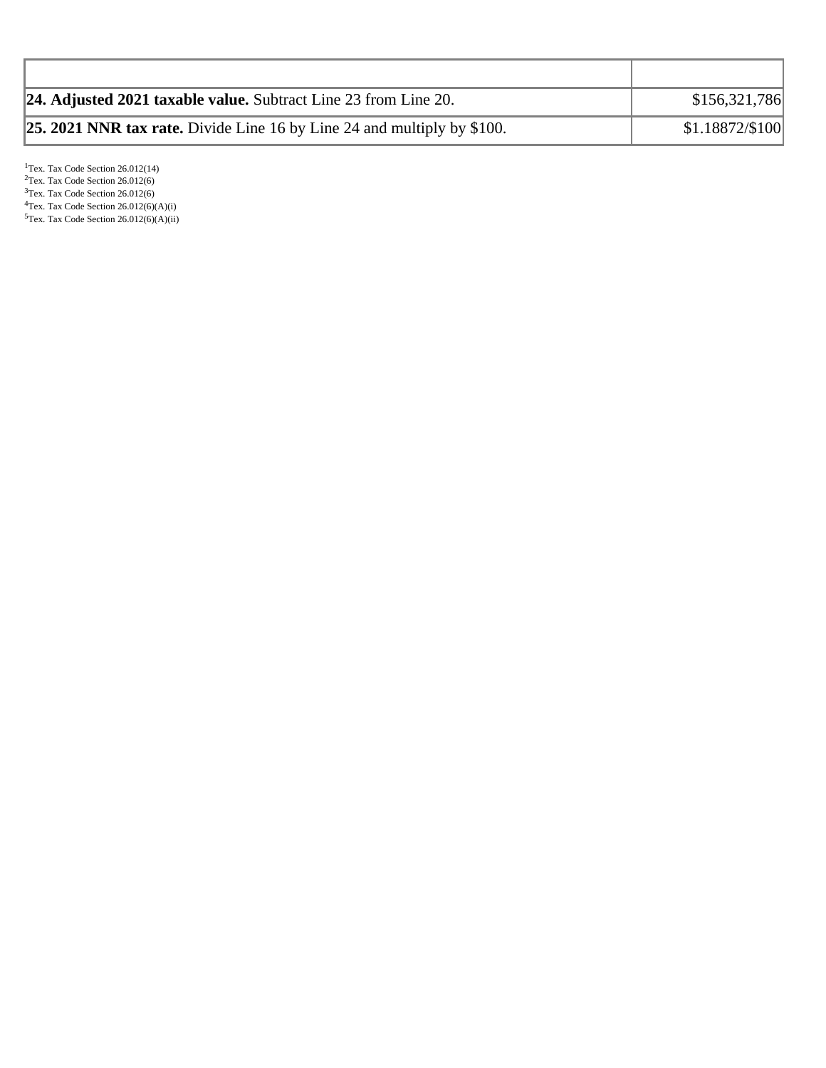| | |
|---|---|
| **24. Adjusted 2021 taxable value.** Subtract Line 23 from Line 20. | $156,321,786 |
| **25. 2021 NNR tax rate.** Divide Line 16 by Line 24 and multiply by $100. | $1.18872/$100 |

[1]Tex. Tax Code Section 26.012(14)
[2]Tex. Tax Code Section 26.012(6)
[3]Tex. Tax Code Section 26.012(6)
[4]Tex. Tax Code Section 26.012(6)(A)(i)
[5]Tex. Tax Code Section 26.012(6)(A)(ii)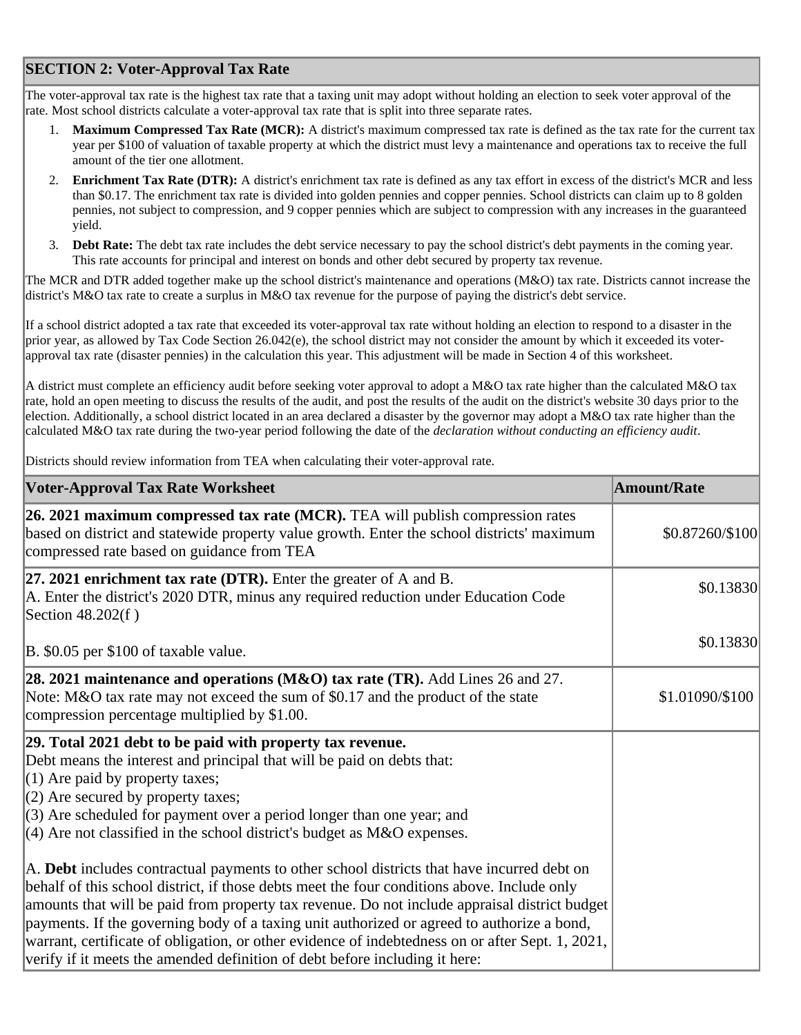## SECTION 2: Voter-Approval Tax Rate

The voter-approval tax rate is the highest tax rate that a taxing unit may adopt without holding an election to seek voter approval of the rate. Most school districts calculate a voter-approval tax rate that is split into three separate rates.

1. **Maximum Compressed Tax Rate (MCR):** A district's maximum compressed tax rate is defined as the tax rate for the current tax year per $100 of valuation of taxable property at which the district must levy a maintenance and operations tax to receive the full amount of the tier one allotment.
2. **Enrichment Tax Rate (DTR):** A district's enrichment tax rate is defined as any tax effort in excess of the district's MCR and less than $0.17. The enrichment tax rate is divided into golden pennies and copper pennies. School districts can claim up to 8 golden pennies, not subject to compression, and 9 copper pennies which are subject to compression with any increases in the guaranteed yield.
3. **Debt Rate:** The debt tax rate includes the debt service necessary to pay the school district's debt payments in the coming year. This rate accounts for principal and interest on bonds and other debt secured by property tax revenue.

The MCR and DTR added together make up the school district's maintenance and operations (M&O) tax rate. Districts cannot increase the district's M&O tax rate to create a surplus in M&O tax revenue for the purpose of paying the district's debt service.

If a school district adopted a tax rate that exceeded its voter-approval tax rate without holding an election to respond to a disaster in the prior year, as allowed by Tax Code Section 26.042(e), the school district may not consider the amount by which it exceeded its voter-approval tax rate (disaster pennies) in the calculation this year. This adjustment will be made in Section 4 of this worksheet.

A district must complete an efficiency audit before seeking voter approval to adopt a M&O tax rate higher than the calculated M&O tax rate, hold an open meeting to discuss the results of the audit, and post the results of the audit on the district's website 30 days prior to the election. Additionally, a school district located in an area declared a disaster by the governor may adopt a M&O tax rate higher than the calculated M&O tax rate during the two-year period following the date of the *declaration without conducting an efficiency audit*.

Districts should review information from TEA when calculating their voter-approval rate.

| Voter-Approval Tax Rate Worksheet | Amount/Rate |
|---|---|
| **26. 2021 maximum compressed tax rate (MCR).** TEA will publish compression rates based on district and statewide property value growth. Enter the school districts' maximum compressed rate based on guidance from TEA | $0.87260/$100 |
| **27. 2021 enrichment tax rate (DTR).** Enter the greater of A and B.<br>A. Enter the district's 2020 DTR, minus any required reduction under Education Code Section 48.202(f ) | $0.13830 |
| B. $0.05 per $100 of taxable value. | $0.13830 |
| **28. 2021 maintenance and operations (M&O) tax rate (TR).** Add Lines 26 and 27. Note: M&O tax rate may not exceed the sum of $0.17 and the product of the state compression percentage multiplied by $1.00. | $1.01090/$100 |
| **29. Total 2021 debt to be paid with property tax revenue.**<br>Debt means the interest and principal that will be paid on debts that:<br>(1) Are paid by property taxes;<br>(2) Are secured by property taxes;<br>(3) Are scheduled for payment over a period longer than one year; and<br>(4) Are not classified in the school district's budget as M&O expenses.<br><br>A. **Debt** includes contractual payments to other school districts that have incurred debt on behalf of this school district, if those debts meet the four conditions above. Include only amounts that will be paid from property tax revenue. Do not include appraisal district budget payments. If the governing body of a taxing unit authorized or agreed to authorize a bond, warrant, certificate of obligation, or other evidence of indebtedness on or after Sept. 1, 2021, verify if it meets the amended definition of debt before including it here: | |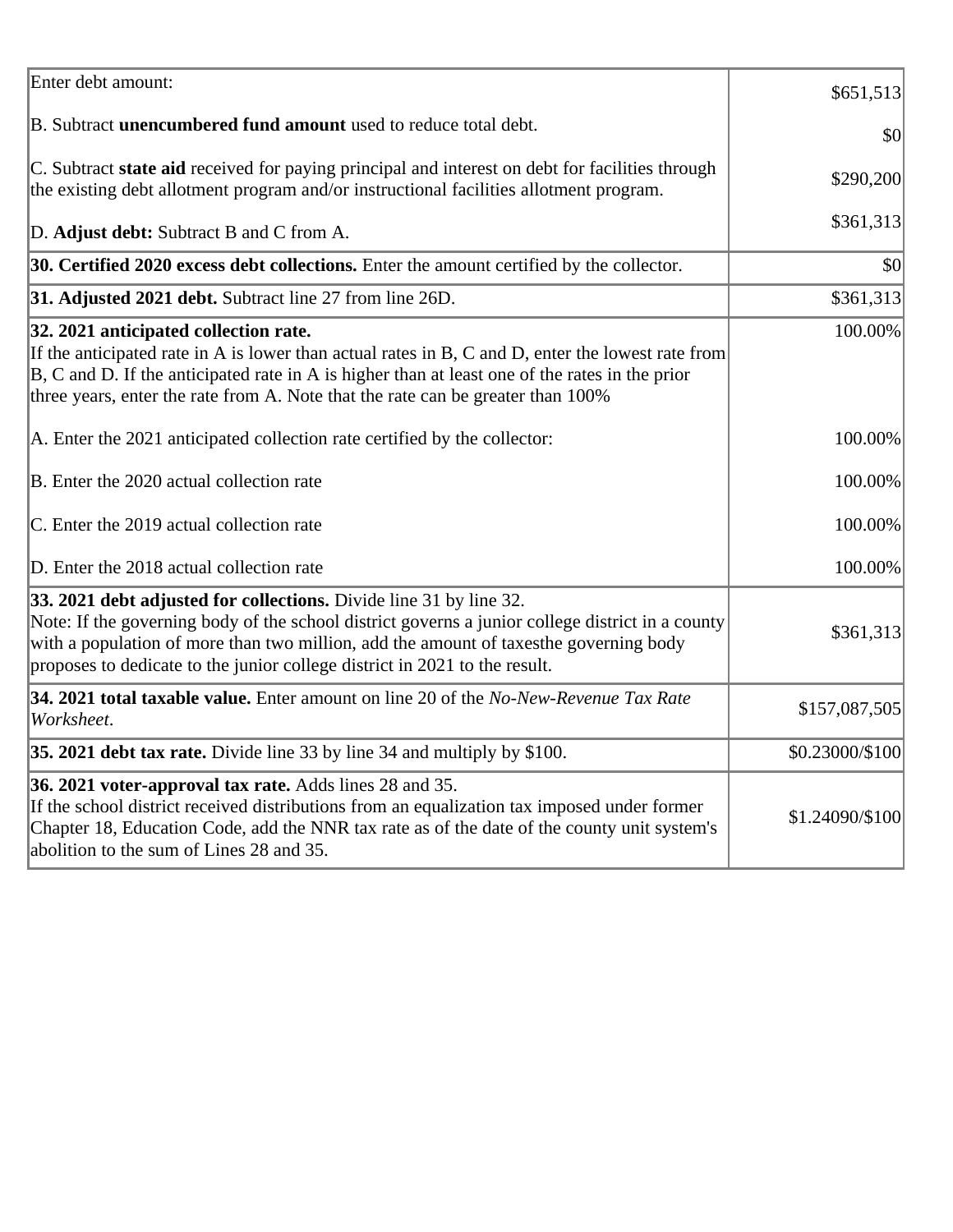| | |
|---|---|
| Enter debt amount: | $651,513 |
| B. Subtract **unencumbered fund amount** used to reduce total debt. | $0 |
| C. Subtract **state aid** received for paying principal and interest on debt for facilities through the existing debt allotment program and/or instructional facilities allotment program. | $290,200 |
| D. **Adjust debt:** Subtract B and C from A. | $361,313 |
| **30. Certified 2020 excess debt collections.** Enter the amount certified by the collector. | $0 |
| **31. Adjusted 2021 debt.** Subtract line 27 from line 26D. | $361,313 |
| **32. 2021 anticipated collection rate.** If the anticipated rate in A is lower than actual rates in B, C and D, enter the lowest rate from B, C and D. If the anticipated rate in A is higher than at least one of the rates in the prior three years, enter the rate from A. Note that the rate can be greater than 100% | 100.00% |
| A. Enter the 2021 anticipated collection rate certified by the collector: | 100.00% |
| B. Enter the 2020 actual collection rate | 100.00% |
| C. Enter the 2019 actual collection rate | 100.00% |
| D. Enter the 2018 actual collection rate | 100.00% |
| **33. 2021 debt adjusted for collections.** Divide line 31 by line 32. Note: If the governing body of the school district governs a junior college district in a county with a population of more than two million, add the amount of taxesthe governing body proposes to dedicate to the junior college district in 2021 to the result. | $361,313 |
| **34. 2021 total taxable value.** Enter amount on line 20 of the *No-New-Revenue Tax Rate Worksheet*. | $157,087,505 |
| **35. 2021 debt tax rate.** Divide line 33 by line 34 and multiply by $100. | $0.23000/$100 |
| **36. 2021 voter-approval tax rate.** Adds lines 28 and 35. If the school district received distributions from an equalization tax imposed under former Chapter 18, Education Code, add the NNR tax rate as of the date of the county unit system's abolition to the sum of Lines 28 and 35. | $1.24090/$100 |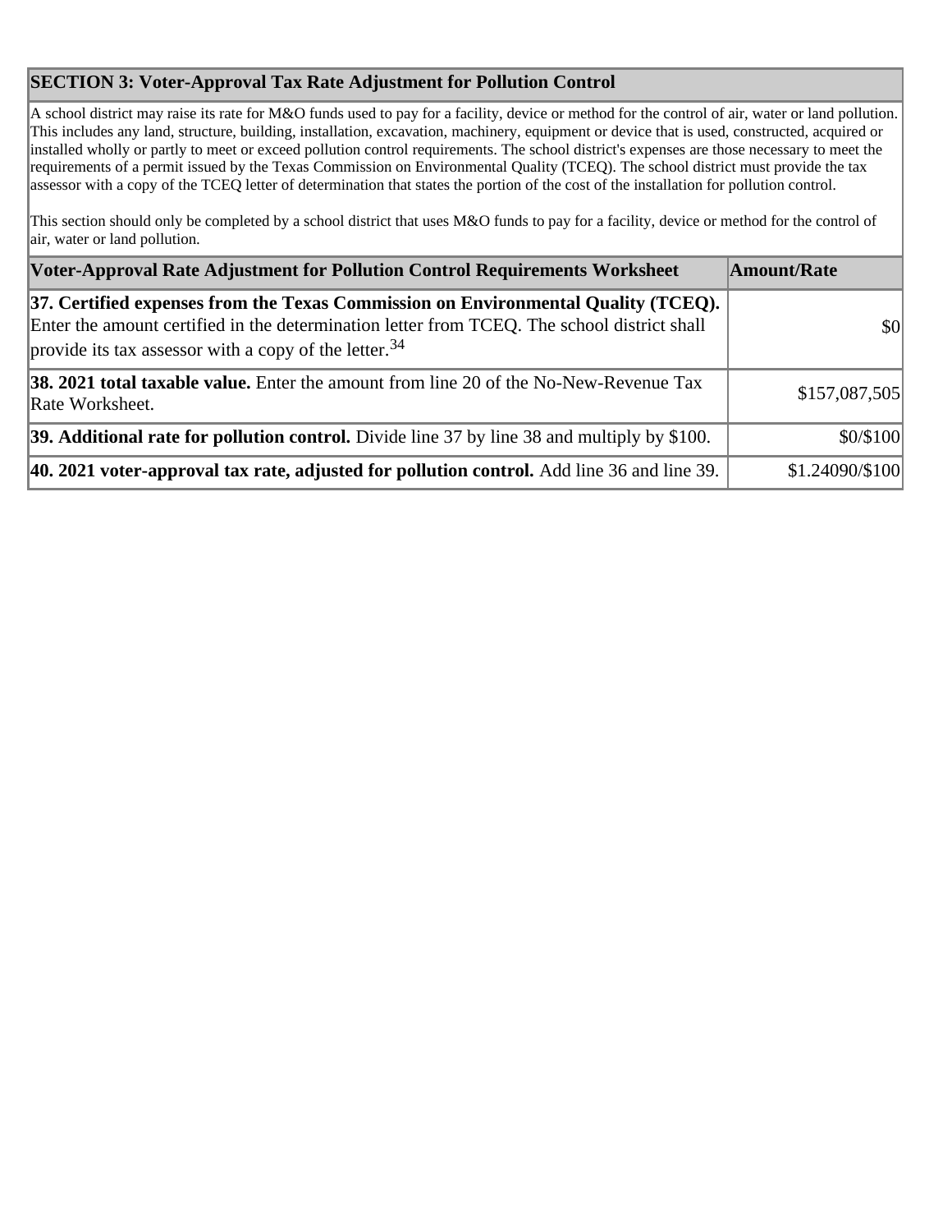## SECTION 3: Voter-Approval Tax Rate Adjustment for Pollution Control

A school district may raise its rate for M&O funds used to pay for a facility, device or method for the control of air, water or land pollution. This includes any land, structure, building, installation, excavation, machinery, equipment or device that is used, constructed, acquired or installed wholly or partly to meet or exceed pollution control requirements. The school district's expenses are those necessary to meet the requirements of a permit issued by the Texas Commission on Environmental Quality (TCEQ). The school district must provide the tax assessor with a copy of the TCEQ letter of determination that states the portion of the cost of the installation for pollution control.

This section should only be completed by a school district that uses M&O funds to pay for a facility, device or method for the control of air, water or land pollution.

| Voter-Approval Rate Adjustment for Pollution Control Requirements Worksheet | Amount/Rate |
| --- | --- |
| **37. Certified expenses from the Texas Commission on Environmental Quality (TCEQ).** Enter the amount certified in the determination letter from TCEQ. The school district shall provide its tax assessor with a copy of the letter.[34] | $0 |
| **38. 2021 total taxable value.** Enter the amount from line 20 of the No-New-Revenue Tax Rate Worksheet. | $157,087,505 |
| **39. Additional rate for pollution control.** Divide line 37 by line 38 and multiply by $100. | $0/$100 |
| **40. 2021 voter-approval tax rate, adjusted for pollution control.** Add line 36 and line 39. | $1.24090/$100 |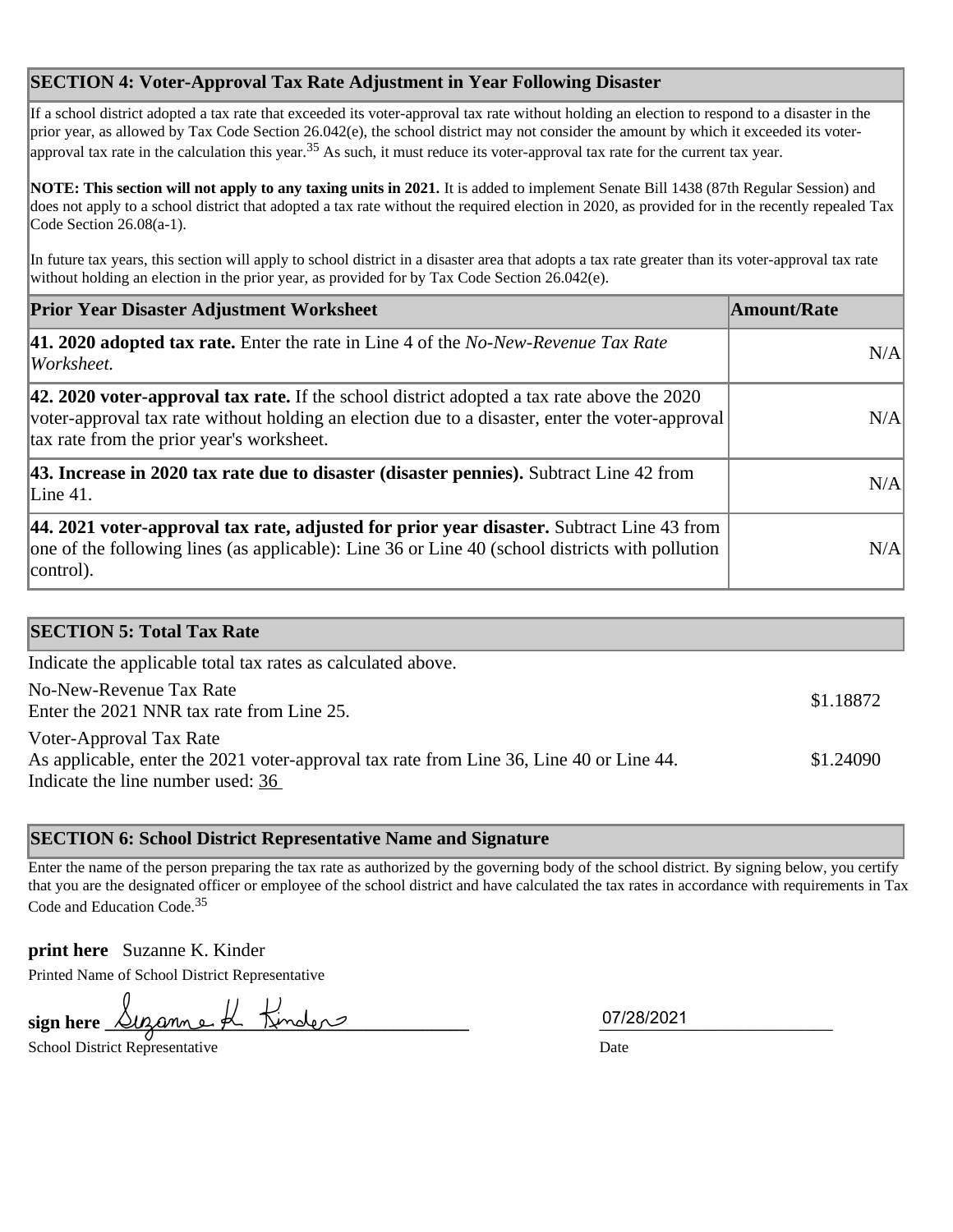## SECTION 4: Voter-Approval Tax Rate Adjustment in Year Following Disaster

If a school district adopted a tax rate that exceeded its voter-approval tax rate without holding an election to respond to a disaster in the prior year, as allowed by Tax Code Section 26.042(e), the school district may not consider the amount by which it exceeded its voter-approval tax rate in the calculation this year.[35] As such, it must reduce its voter-approval tax rate for the current tax year.

**NOTE: This section will not apply to any taxing units in 2021.** It is added to implement Senate Bill 1438 (87th Regular Session) and does not apply to a school district that adopted a tax rate without the required election in 2020, as provided for in the recently repealed Tax Code Section 26.08(a-1).

In future tax years, this section will apply to school district in a disaster area that adopts a tax rate greater than its voter-approval tax rate without holding an election in the prior year, as provided for by Tax Code Section 26.042(e).

| Prior Year Disaster Adjustment Worksheet | Amount/Rate |
|---|---|
| **41. 2020 adopted tax rate.** Enter the rate in Line 4 of the *No-New-Revenue Tax Rate Worksheet.* | N/A |
| **42. 2020 voter-approval tax rate.** If the school district adopted a tax rate above the 2020 voter-approval tax rate without holding an election due to a disaster, enter the voter-approval tax rate from the prior year's worksheet. | N/A |
| **43. Increase in 2020 tax rate due to disaster (disaster pennies).** Subtract Line 42 from Line 41. | N/A |
| **44. 2021 voter-approval tax rate, adjusted for prior year disaster.** Subtract Line 43 from one of the following lines (as applicable): Line 36 or Line 40 (school districts with pollution control). | N/A |

## SECTION 5: Total Tax Rate

Indicate the applicable total tax rates as calculated above.

No-New-Revenue Tax Rate
Enter the 2021 NNR tax rate from Line 25. $1.18872

Voter-Approval Tax Rate
As applicable, enter the 2021 voter-approval tax rate from Line 36, Line 40 or Line 44. $1.24090
Indicate the line number used: 36

## SECTION 6: School District Representative Name and Signature

Enter the name of the person preparing the tax rate as authorized by the governing body of the school district. By signing below, you certify that you are the designated officer or employee of the school district and have calculated the tax rates in accordance with requirements in Tax Code and Education Code.[35]

**print here** Suzanne K. Kinder

Printed Name of School District Representative

**sign here** Suzanne K. Kinder

School District Representative

07/28/2021

Date